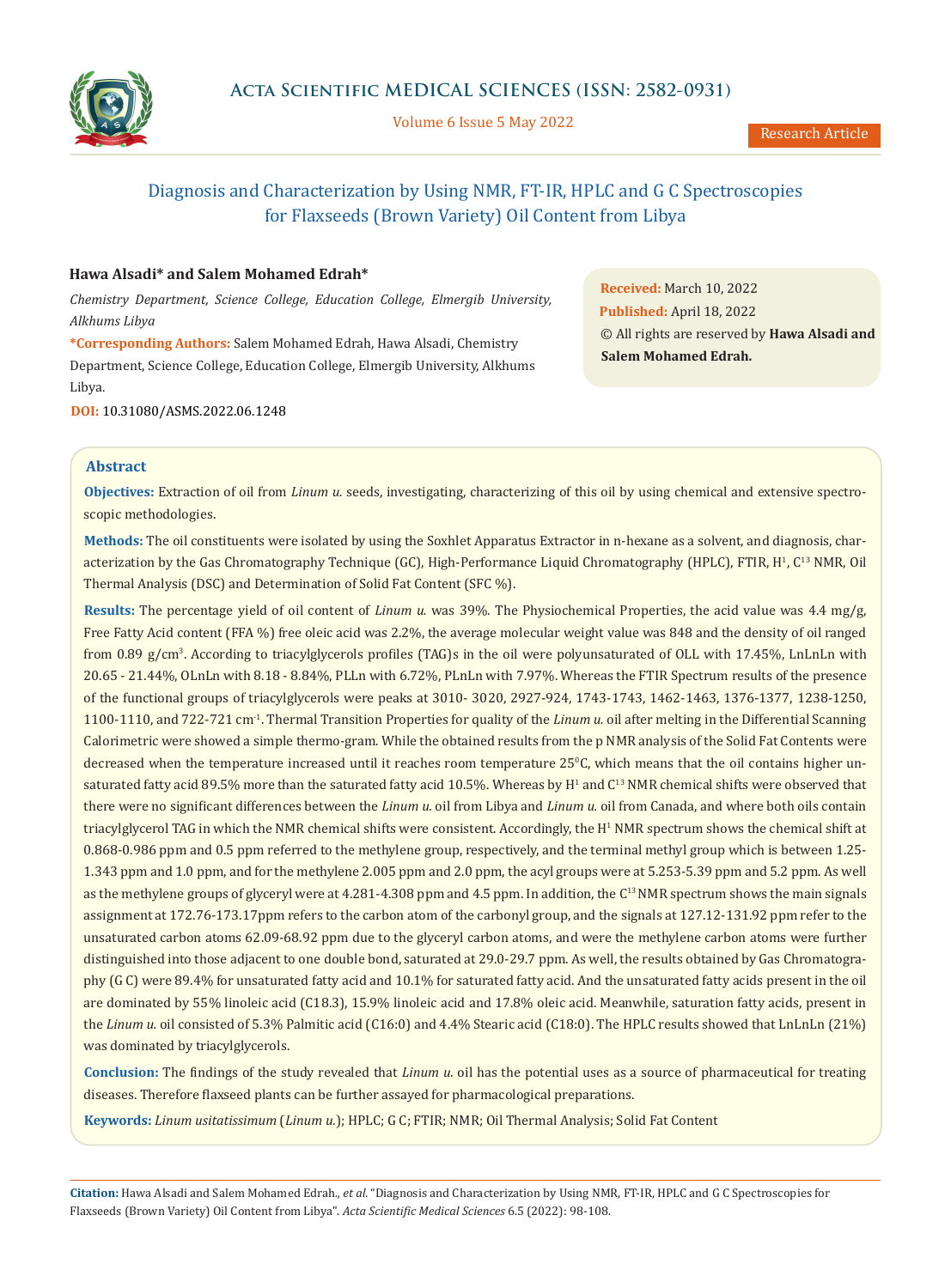# Diagnosis and Characterization by Using NMR, FT-IR, HPLC and G C Spectroscopies for Flaxseeds (Brown Variety) Oil Content from Libya

Research Article

**Hawa Alsadi\* and Salem Mohamed Edrah\***

*Chemistry Department, Science College, Education College, Elmergib University, Alkhums Libya*

**\*Corresponding Authors:** Salem Mohamed Edrah, Hawa Alsadi, Chemistry Department, Science College, Education College, Elmergib University, Alkhums Libya.

**DOI:** 10.31080/ASMS.2022.06.1248

**Received:** March 10, 2022
**Published:** April 18, 2022
© All rights are reserved by **Hawa Alsadi and Salem Mohamed Edrah.**

## Abstract

**Objectives:** Extraction of oil from *Linum u.* seeds, investigating, characterizing of this oil by using chemical and extensive spectroscopic methodologies.

**Methods:** The oil constituents were isolated by using the Soxhlet Apparatus Extractor in n-hexane as a solvent, and diagnosis, characterization by the Gas Chromatography Technique (GC), High-Performance Liquid Chromatography (HPLC), FTIR, $H^1$, $C^{13}$ NMR, Oil Thermal Analysis (DSC) and Determination of Solid Fat Content (SFC %).

**Results:** The percentage yield of oil content of *Linum u.* was 39%. The Physiochemical Properties, the acid value was 4.4 mg/g, Free Fatty Acid content (FFA %) free oleic acid was 2.2%, the average molecular weight value was 848 and the density of oil ranged from 0.89 g/cm$^3$. According to triacylglycerols profiles (TAG)s in the oil were polyunsaturated of OLL with 17.45%, LnLnLn with 20.65 - 21.44%, OLnLn with 8.18 - 8.84%, PLLn with 6.72%, PLnLn with 7.97%. Whereas the FTIR Spectrum results of the presence of the functional groups of triacylglycerols were peaks at 3010- 3020, 2927-924, 1743-1743, 1462-1463, 1376-1377, 1238-1250, 1100-1110, and 722-721 cm$^{-1}$. Thermal Transition Properties for quality of the *Linum u.* oil after melting in the Differential Scanning Calorimetric were showed a simple thermo-gram. While the obtained results from the p NMR analysis of the Solid Fat Contents were decreased when the temperature increased until it reaches room temperature 25$^0$C, which means that the oil contains higher unsaturated fatty acid 89.5% more than the saturated fatty acid 10.5%. Whereas by $H^1$ and $C^{13}$ NMR chemical shifts were observed that there were no significant differences between the *Linum u.* oil from Libya and *Linum u.* oil from Canada, and where both oils contain triacylglycerol TAG in which the NMR chemical shifts were consistent. Accordingly, the $H^1$ NMR spectrum shows the chemical shift at 0.868-0.986 ppm and 0.5 ppm referred to the methylene group, respectively, and the terminal methyl group which is between 1.25-1.343 ppm and 1.0 ppm, and for the methylene 2.005 ppm and 2.0 ppm, the acyl groups were at 5.253-5.39 ppm and 5.2 ppm. As well as the methylene groups of glyceryl were at 4.281-4.308 ppm and 4.5 ppm. In addition, the $C^{13}$ NMR spectrum shows the main signals assignment at 172.76-173.17ppm refers to the carbon atom of the carbonyl group, and the signals at 127.12-131.92 ppm refer to the unsaturated carbon atoms 62.09-68.92 ppm due to the glyceryl carbon atoms, and were the methylene carbon atoms were further distinguished into those adjacent to one double bond, saturated at 29.0-29.7 ppm. As well, the results obtained by Gas Chromatography (G C) were 89.4% for unsaturated fatty acid and 10.1% for saturated fatty acid. And the unsaturated fatty acids present in the oil are dominated by 55% linoleic acid (C18.3), 15.9% linoleic acid and 17.8% oleic acid. Meanwhile, saturation fatty acids, present in the *Linum u.* oil consisted of 5.3% Palmitic acid (C16:0) and 4.4% Stearic acid (C18:0). The HPLC results showed that LnLnLn (21%) was dominated by triacylglycerols.

**Conclusion:** The findings of the study revealed that *Linum u.* oil has the potential uses as a source of pharmaceutical for treating diseases. Therefore flaxseed plants can be further assayed for pharmacological preparations.

**Keywords:** *Linum usitatissimum* (*Linum u.*); HPLC; G C; FTIR; NMR; Oil Thermal Analysis; Solid Fat Content

**Citation:** Hawa Alsadi and Salem Mohamed Edrah., *et al.* "Diagnosis and Characterization by Using NMR, FT-IR, HPLC and G C Spectroscopies for Flaxseeds (Brown Variety) Oil Content from Libya". *Acta Scientific Medical Sciences* 6.5 (2022): 98-108.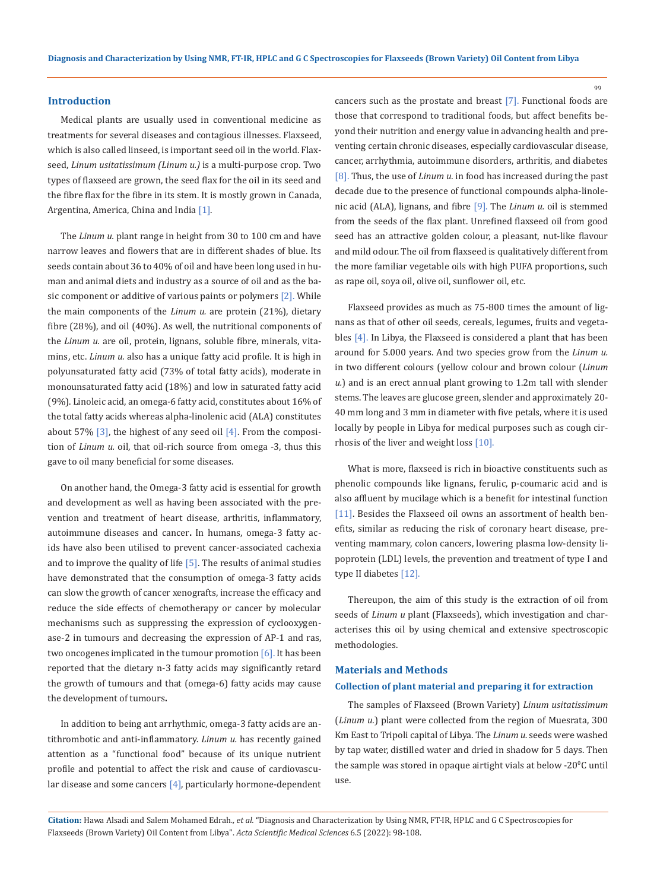## Introduction

Medical plants are usually used in conventional medicine as treatments for several diseases and contagious illnesses. Flaxseed, which is also called linseed, is important seed oil in the world. Flaxseed, *Linum usitatissimum (Linum u.)* is a multi-purpose crop. Two types of flaxseed are grown, the seed flax for the oil in its seed and the fibre flax for the fibre in its stem. It is mostly grown in Canada, Argentina, America, China and India [1].

The *Linum u.* plant range in height from 30 to 100 cm and have narrow leaves and flowers that are in different shades of blue. Its seeds contain about 36 to 40% of oil and have been long used in human and animal diets and industry as a source of oil and as the basic component or additive of various paints or polymers [2]. While the main components of the *Linum u.* are protein (21%), dietary fibre (28%), and oil (40%). As well, the nutritional components of the *Linum u.* are oil, protein, lignans, soluble fibre, minerals, vitamins, etc. *Linum u.* also has a unique fatty acid profile. It is high in polyunsaturated fatty acid (73% of total fatty acids), moderate in monounsaturated fatty acid (18%) and low in saturated fatty acid (9%). Linoleic acid, an omega-6 fatty acid, constitutes about 16% of the total fatty acids whereas alpha-linolenic acid (ALA) constitutes about 57% [3], the highest of any seed oil [4]. From the composition of *Linum u.* oil, that oil-rich source from omega -3, thus this gave to oil many beneficial for some diseases.

On another hand, the Omega-3 fatty acid is essential for growth and development as well as having been associated with the prevention and treatment of heart disease, arthritis, inflammatory, autoimmune diseases and cancer**.** In humans, omega-3 fatty acids have also been utilised to prevent cancer-associated cachexia and to improve the quality of life [5]. The results of animal studies have demonstrated that the consumption of omega-3 fatty acids can slow the growth of cancer xenografts, increase the efficacy and reduce the side effects of chemotherapy or cancer by molecular mechanisms such as suppressing the expression of cyclooxygenase-2 in tumours and decreasing the expression of AP-1 and ras, two oncogenes implicated in the tumour promotion [6]. It has been reported that the dietary n-3 fatty acids may significantly retard the growth of tumours and that (omega-6) fatty acids may cause the development of tumours**.**

In addition to being ant arrhythmic, omega-3 fatty acids are antithrombotic and anti-inflammatory. *Linum u.* has recently gained attention as a "functional food" because of its unique nutrient profile and potential to affect the risk and cause of cardiovascular disease and some cancers [4], particularly hormone-dependent cancers such as the prostate and breast [7]. Functional foods are those that correspond to traditional foods, but affect benefits beyond their nutrition and energy value in advancing health and preventing certain chronic diseases, especially cardiovascular disease, cancer, arrhythmia, autoimmune disorders, arthritis, and diabetes [8]. Thus, the use of *Linum u.* in food has increased during the past decade due to the presence of functional compounds alpha-linolenic acid (ALA), lignans, and fibre [9]. The *Linum u.* oil is stemmed from the seeds of the flax plant. Unrefined flaxseed oil from good seed has an attractive golden colour, a pleasant, nut-like flavour and mild odour. The oil from flaxseed is qualitatively different from the more familiar vegetable oils with high PUFA proportions, such as rape oil, soya oil, olive oil, sunflower oil, etc.

Flaxseed provides as much as 75-800 times the amount of lignans as that of other oil seeds, cereals, legumes, fruits and vegetables [4]. In Libya, the Flaxseed is considered a plant that has been around for 5.000 years. And two species grow from the *Linum u.* in two different colours (yellow colour and brown colour (*Linum u.*) and is an erect annual plant growing to 1.2m tall with slender stems. The leaves are glucose green, slender and approximately 20-40 mm long and 3 mm in diameter with five petals, where it is used locally by people in Libya for medical purposes such as cough cirrhosis of the liver and weight loss [10].

What is more, flaxseed is rich in bioactive constituents such as phenolic compounds like lignans, ferulic, p-coumaric acid and is also affluent by mucilage which is a benefit for intestinal function [11]. Besides the Flaxseed oil owns an assortment of health benefits, similar as reducing the risk of coronary heart disease, preventing mammary, colon cancers, lowering plasma low-density lipoprotein (LDL) levels, the prevention and treatment of type I and type II diabetes [12].

Thereupon, the aim of this study is the extraction of oil from seeds of *Linum u* plant (Flaxseeds), which investigation and characterises this oil by using chemical and extensive spectroscopic methodologies.

## Materials and Methods

### Collection of plant material and preparing it for extraction

The samples of Flaxseed (Brown Variety) *Linum usitatissimum* (*Linum u.*) plant were collected from the region of Muesrata, 300 Km East to Tripoli capital of Libya. The *Linum u.* seeds were washed by tap water, distilled water and dried in shadow for 5 days. Then the sample was stored in opaque airtight vials at below -20$^{0}$C until use.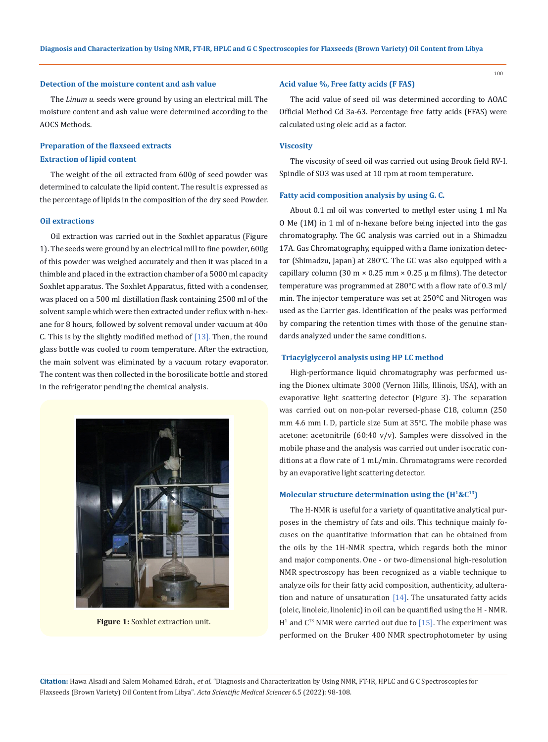### Detection of the moisture content and ash value

The *Linum u.* seeds were ground by using an electrical mill. The moisture content and ash value were determined according to the AOCS Methods.

### Preparation of the flaxseed extracts

### Extraction of lipid content

The weight of the oil extracted from 600g of seed powder was determined to calculate the lipid content. The result is expressed as the percentage of lipids in the composition of the dry seed Powder.

### Oil extractions

Oil extraction was carried out in the Soxhlet apparatus (Figure 1). The seeds were ground by an electrical mill to fine powder, 600g of this powder was weighed accurately and then it was placed in a thimble and placed in the extraction chamber of a 5000 ml capacity Soxhlet apparatus. The Soxhlet Apparatus, fitted with a condenser, was placed on a 500 ml distillation flask containing 2500 ml of the solvent sample which were then extracted under reflux with n-hexane for 8 hours, followed by solvent removal under vacuum at 40o C. This is by the slightly modified method of [13]. Then, the round glass bottle was cooled to room temperature. After the extraction, the main solvent was eliminated by a vacuum rotary evaporator. The content was then collected in the borosilicate bottle and stored in the refrigerator pending the chemical analysis.

**Figure 1:** Soxhlet extraction unit.

### Acid value %, Free fatty acids (F FAS)

The acid value of seed oil was determined according to AOAC Official Method Cd 3a-63. Percentage free fatty acids (FFAS) were calculated using oleic acid as a factor.

### Viscosity

The viscosity of seed oil was carried out using Brook field RV-I. Spindle of SO3 was used at 10 rpm at room temperature.

### Fatty acid composition analysis by using G. C.

About 0.1 ml oil was converted to methyl ester using 1 ml Na O Me (1M) in 1 ml of n-hexane before being injected into the gas chromatography. The GC analysis was carried out in a Shimadzu 17A. Gas Chromatography, equipped with a flame ionization detector (Shimadzu, Japan) at 280°C. The GC was also equipped with a capillary column (30 m × 0.25 mm × 0.25 μ m films). The detector temperature was programmed at 280°C with a flow rate of 0.3 ml/min. The injector temperature was set at 250°C and Nitrogen was used as the Carrier gas. Identification of the peaks was performed by comparing the retention times with those of the genuine standards analyzed under the same conditions.

### Triacylglycerol analysis using HP LC method

High-performance liquid chromatography was performed using the Dionex ultimate 3000 (Vernon Hills, Illinois, USA), with an evaporative light scattering detector (Figure 3). The separation was carried out on non-polar reversed-phase C18, column (250 mm 4.6 mm I. D, particle size 5um at 35°C. The mobile phase was acetone: acetonitrile (60:40 v/v). Samples were dissolved in the mobile phase and the analysis was carried out under isocratic conditions at a flow rate of 1 mL/min. Chromatograms were recorded by an evaporative light scattering detector.

### Molecular structure determination using the ($H^1$&$C^{13}$)

The H-NMR is useful for a variety of quantitative analytical purposes in the chemistry of fats and oils. This technique mainly focuses on the quantitative information that can be obtained from the oils by the 1H-NMR spectra, which regards both the minor and major components. One - or two-dimensional high-resolution NMR spectroscopy has been recognized as a viable technique to analyze oils for their fatty acid composition, authenticity, adulteration and nature of unsaturation [14]. The unsaturated fatty acids (oleic, linoleic, linolenic) in oil can be quantified using the H - NMR. $H^1$ and $C^{13}$ NMR were carried out due to [15]. The experiment was performed on the Bruker 400 NMR spectrophotometer by using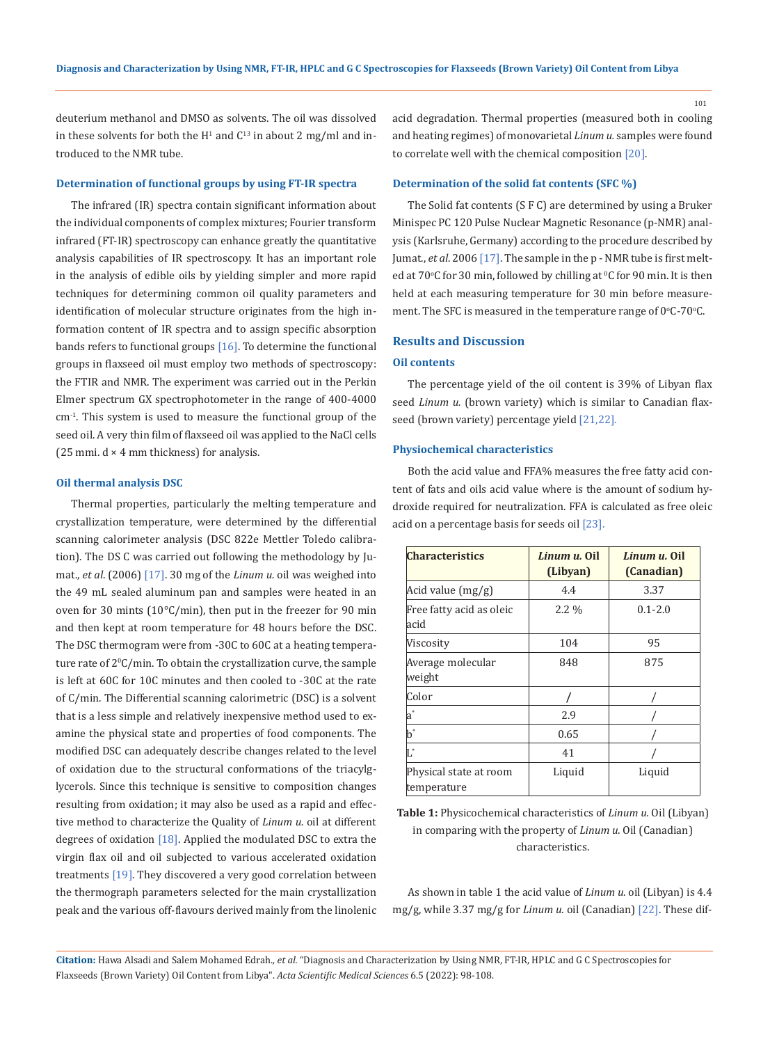deuterium methanol and DMSO as solvents. The oil was dissolved in these solvents for both the $H^1$ and $C^{13}$ in about 2 mg/ml and introduced to the NMR tube.

### Determination of functional groups by using FT-IR spectra

The infrared (IR) spectra contain significant information about the individual components of complex mixtures; Fourier transform infrared (FT-IR) spectroscopy can enhance greatly the quantitative analysis capabilities of IR spectroscopy. It has an important role in the analysis of edible oils by yielding simpler and more rapid techniques for determining common oil quality parameters and identification of molecular structure originates from the high information content of IR spectra and to assign specific absorption bands refers to functional groups [16]. To determine the functional groups in flaxseed oil must employ two methods of spectroscopy: the FTIR and NMR. The experiment was carried out in the Perkin Elmer spectrum GX spectrophotometer in the range of 400-4000 $cm^{-1}$. This system is used to measure the functional group of the seed oil. A very thin film of flaxseed oil was applied to the NaCl cells (25 mmi. d × 4 mm thickness) for analysis.

### Oil thermal analysis DSC

Thermal properties, particularly the melting temperature and crystallization temperature, were determined by the differential scanning calorimeter analysis (DSC 822e Mettler Toledo calibration). The DS C was carried out following the methodology by Jumat., *et al*. (2006) [17]. 30 mg of the *Linum u.* oil was weighed into the 49 mL sealed aluminum pan and samples were heated in an oven for 30 mints (10°C/min), then put in the freezer for 90 min and then kept at room temperature for 48 hours before the DSC. The DSC thermogram were from -30C to 60C at a heating temperature rate of 2$^0$C/min. To obtain the crystallization curve, the sample is left at 60C for 10C minutes and then cooled to -30C at the rate of C/min. The Differential scanning calorimetric (DSC) is a solvent that is a less simple and relatively inexpensive method used to examine the physical state and properties of food components. The modified DSC can adequately describe changes related to the level of oxidation due to the structural conformations of the triacylglycerols. Since this technique is sensitive to composition changes resulting from oxidation; it may also be used as a rapid and effective method to characterize the Quality of *Linum u.* oil at different degrees of oxidation [18]. Applied the modulated DSC to extra the virgin flax oil and oil subjected to various accelerated oxidation treatments [19]. They discovered a very good correlation between the thermograph parameters selected for the main crystallization peak and the various off-flavours derived mainly from the linolenic acid degradation. Thermal properties (measured both in cooling and heating regimes) of monovarietal *Linum u.* samples were found to correlate well with the chemical composition [20].

### Determination of the solid fat contents (SFC %)

The Solid fat contents (S F C) are determined by using a Bruker Minispec PC 120 Pulse Nuclear Magnetic Resonance (p-NMR) analysis (Karlsruhe, Germany) according to the procedure described by Jumat., *et al.* 2006 [17]. The sample in the p - NMR tube is first melted at 70°C for 30 min, followed by chilling at $^0$C for 90 min. It is then held at each measuring temperature for 30 min before measurement. The SFC is measured in the temperature range of 0°C-70°C.

## Results and Discussion

### Oil contents

The percentage yield of the oil content is 39% of Libyan flax seed *Linum u.* (brown variety) which is similar to Canadian flaxseed (brown variety) percentage yield [21,22].

### Physiochemical characteristics

Both the acid value and FFA% measures the free fatty acid content of fats and oils acid value where is the amount of sodium hydroxide required for neutralization. FFA is calculated as free oleic acid on a percentage basis for seeds oil [23].

| Characteristics | *Linum u.* Oil (Libyan) | *Linum u.* Oil (Canadian) |
|---|---|---|
| Acid value (mg/g) | 4.4 | 3.37 |
| Free fatty acid as oleic acid | 2.2 % | 0.1-2.0 |
| Viscosity | 104 | 95 |
| Average molecular weight | 848 | 875 |
| Color | / | / |
| $a^*$ | 2.9 | / |
| $b^*$ | 0.65 | / |
| $L^*$ | 41 | / |
| Physical state at room temperature | Liquid | Liquid |

**Table 1:** Physicochemical characteristics of *Linum u.* Oil (Libyan) in comparing with the property of *Linum u.* Oil (Canadian) characteristics.

As shown in table 1 the acid value of *Linum u.* oil (Libyan) is 4.4 mg/g, while 3.37 mg/g for *Linum u.* oil (Canadian) [22]. These dif-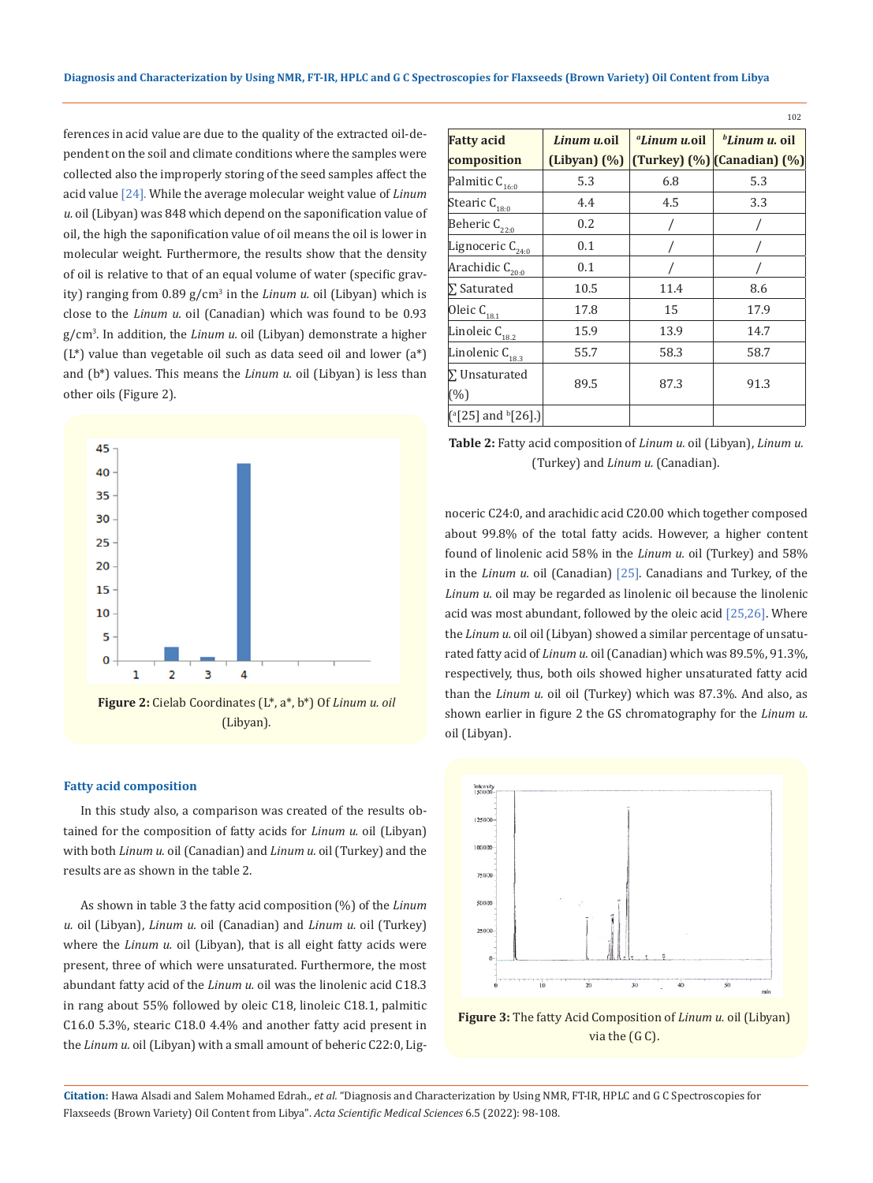ferences in acid value are due to the quality of the extracted oil-dependent on the soil and climate conditions where the samples were collected also the improperly storing of the seed samples affect the acid value [24]. While the average molecular weight value of *Linum u.* oil (Libyan) was 848 which depend on the saponification value of oil, the high the saponification value of oil means the oil is lower in molecular weight. Furthermore, the results show that the density of oil is relative to that of an equal volume of water (specific gravity) ranging from 0.89 g/cm$^3$ in the *Linum u.* oil (Libyan) which is close to the *Linum u.* oil (Canadian) which was found to be 0.93 g/cm$^3$. In addition, the *Linum u.* oil (Libyan) demonstrate a higher (L*) value than vegetable oil such as data seed oil and lower (a*) and (b*) values. This means the *Linum u.* oil (Libyan) is less than other oils (Figure 2).

**Figure 2:** Cielab Coordinates (L*, a*, b*) Of *Linum u. oil* (Libyan).

### Fatty acid composition

In this study also, a comparison was created of the results obtained for the composition of fatty acids for *Linum u.* oil (Libyan) with both *Linum u.* oil (Canadian) and *Linum u.* oil (Turkey) and the results are as shown in the table 2.

As shown in table 3 the fatty acid composition (%) of the *Linum u.* oil (Libyan), *Linum u.* oil (Canadian) and *Linum u.* oil (Turkey) where the *Linum u.* oil (Libyan), that is all eight fatty acids were present, three of which were unsaturated. Furthermore, the most abundant fatty acid of the *Linum u.* oil was the linolenic acid C18.3 in rang about 55% followed by oleic C18, linoleic C18.1, palmitic C16.0 5.3%, stearic C18.0 4.4% and another fatty acid present in the *Linum u.* oil (Libyan) with a small amount of beheric C22:0, Lignoceric C24:0, and arachidic acid C20.00 which together composed about 99.8% of the total fatty acids. However, a higher content found of linolenic acid 58% in the *Linum u.* oil (Turkey) and 58% in the *Linum u.* oil (Canadian) [25]. Canadians and Turkey, of the *Linum u.* oil may be regarded as linolenic oil because the linolenic acid was most abundant, followed by the oleic acid [25,26]. Where the *Linum u.* oil oil (Libyan) showed a similar percentage of unsaturated fatty acid of *Linum u.* oil (Canadian) which was 89.5%, 91.3%, respectively, thus, both oils showed higher unsaturated fatty acid than the *Linum u.* oil oil (Turkey) which was 87.3%. And also, as shown earlier in figure 2 the GS chromatography for the *Linum u.* oil (Libyan).

| Fatty acid composition | *Linum u.*oil (Libyan) (%) | [a]*Linum u.*oil (Turkey) (%) | [b]*Linum u.* oil (Canadian) (%) |
|---|---|---|---|
| Palmitic $C_{16:0}$ | 5.3 | 6.8 | 5.3 |
| Stearic $C_{18:0}$ | 4.4 | 4.5 | 3.3 |
| Beheric $C_{22:0}$ | 0.2 | / | / |
| Lignoceric $C_{24:0}$ | 0.1 | / | / |
| Arachidic $C_{20:0}$ | 0.1 | / | / |
| ∑ Saturated | 10.5 | 11.4 | 8.6 |
| Oleic $C_{18.1}$ | 17.8 | 15 | 17.9 |
| Linoleic $C_{18.2}$ | 15.9 | 13.9 | 14.7 |
| Linolenic $C_{18.3}$ | 55.7 | 58.3 | 58.7 |
| ∑ Unsaturated (%) | 89.5 | 87.3 | 91.3 |
| ([a][25] and [b][26].) | | | |

**Table 2:** Fatty acid composition of *Linum u.* oil (Libyan), *Linum u.* (Turkey) and *Linum u.* (Canadian).

**Figure 3:** The fatty Acid Composition of *Linum u.* oil (Libyan) via the (G C).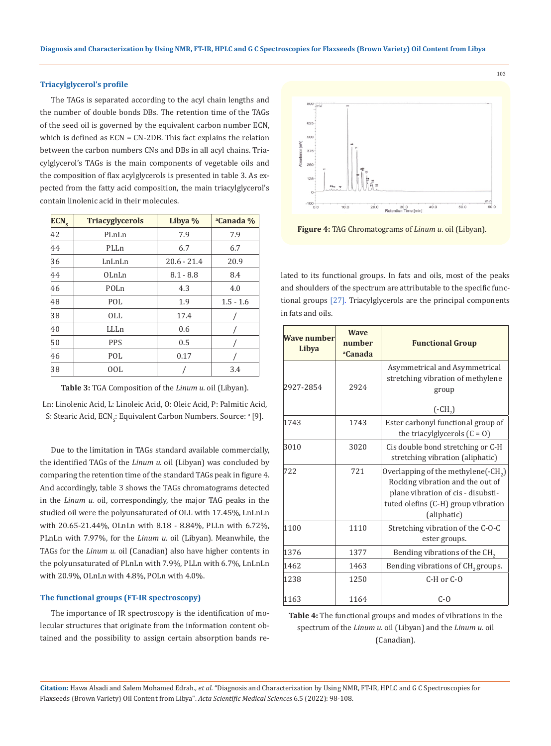### Triacylglycerol's profile

The TAGs is separated according to the acyl chain lengths and the number of double bonds DBs. The retention time of the TAGs of the seed oil is governed by the equivalent carbon number ECN, which is defined as ECN = CN-2DB. This fact explains the relation between the carbon numbers CNs and DBs in all acyl chains. Triacylglycerol's TAGs is the main components of vegetable oils and the composition of flax acylglycerols is presented in table 3. As expected from the fatty acid composition, the main triacylglycerol's contain linolenic acid in their molecules.

| $ECN_s$ | Triacyglycerols | Libya % | [a]Canada % |
|---|---|---|---|
| 42 | PLnLn | 7.9 | 7.9 |
| 44 | PLLn | 6.7 | 6.7 |
| 36 | LnLnLn | 20.6 - 21.4 | 20.9 |
| 44 | OLnLn | 8.1 - 8.8 | 8.4 |
| 46 | POLn | 4.3 | 4.0 |
| 48 | POL | 1.9 | 1.5 - 1.6 |
| 38 | OLL | 17.4 | / |
| 40 | LLLn | 0.6 | / |
| 50 | PPS | 0.5 | / |
| 46 | POL | 0.17 | / |
| 38 | OOL | / | 3.4 |

**Table 3:** TGA Composition of the *Linum u.* oil (Libyan).

Ln: Linolenic Acid, L: Linoleic Acid, O: Oleic Acid, P: Palmitic Acid, S: Stearic Acid, $ECN_s$: Equivalent Carbon Numbers. Source: [a] [9].

Due to the limitation in TAGs standard available commercially, the identified TAGs of the *Linum u.* oil (Libyan) was concluded by comparing the retention time of the standard TAGs peak in figure 4. And accordingly, table 3 shows the TAGs chromatograms detected in the *Linum u.* oil, correspondingly, the major TAG peaks in the studied oil were the polyunsaturated of OLL with 17.45%, LnLnLn with 20.65-21.44%, OLnLn with 8.18 - 8.84%, PLLn with 6.72%, PLnLn with 7.97%, for the *Linum u.* oil (Libyan). Meanwhile, the TAGs for the *Linum u.* oil (Canadian) also have higher contents in the polyunsaturated of PLnLn with 7.9%, PLLn with 6.7%, LnLnLn with 20.9%, OLnLn with 4.8%, POLn with 4.0%.

**Figure 4:** TAG Chromatograms of *Linum u.* oil (Libyan).

### The functional groups (FT-IR spectroscopy)

The importance of IR spectroscopy is the identification of molecular structures that originate from the information content obtained and the possibility to assign certain absorption bands related to its functional groups. In fats and oils, most of the peaks and shoulders of the spectrum are attributable to the specific functional groups [27]. Triacylglycerols are the principal components in fats and oils.

| Wave number Libya | Wave number [a]Canada | Functional Group |
|---|---|---|
| 2927-2854 | 2924 | Asymmetrical and Asymmetrical stretching vibration of methylene group ($-CH_2$) |
| 1743 | 1743 | Ester carbonyl functional group of the triacylglycerols (C = O) |
| 3010 | 3020 | Cis double bond stretching or C-H stretching vibration (aliphatic) |
| 722 | 721 | Overlapping of the methylene($-CH_2$) Rocking vibration and the out of plane vibration of cis - disubstituted olefins (C-H) group vibration (aliphatic) |
| 1100 | 1110 | Stretching vibration of the C-O-C ester groups. |
| 1376 | 1377 | Bending vibrations of the $CH_2$ |
| 1462 | 1463 | Bending vibrations of $CH_2$ groups. |
| 1238 | 1250 | C-H or C-O |
| 1163 | 1164 | C-O |

**Table 4:** The functional groups and modes of vibrations in the spectrum of the *Linum u.* oil (Libyan) and the *Linum u.* oil (Canadian).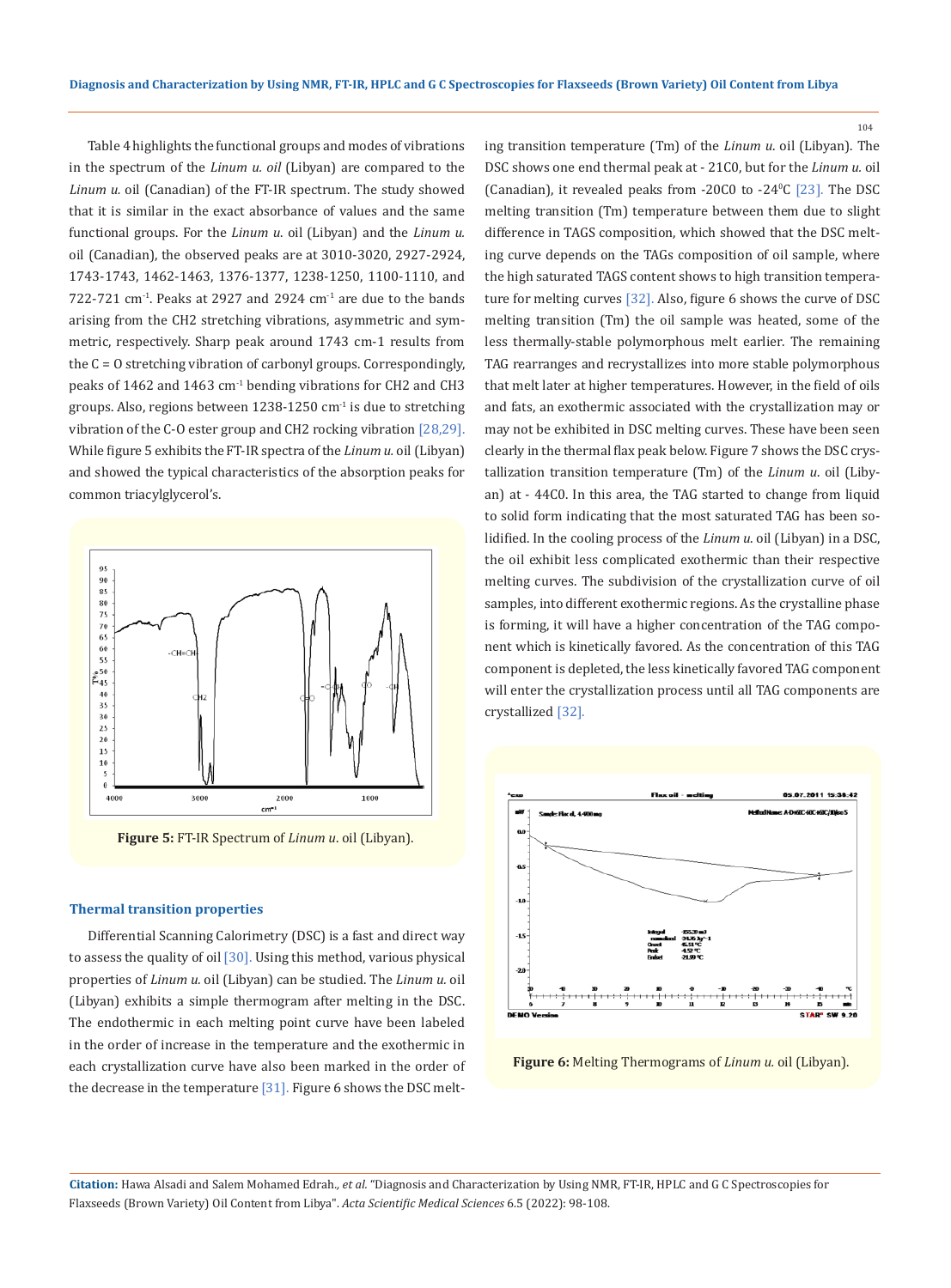Table 4 highlights the functional groups and modes of vibrations in the spectrum of the *Linum u. oil* (Libyan) are compared to the *Linum u.* oil (Canadian) of the FT-IR spectrum. The study showed that it is similar in the exact absorbance of values and the same functional groups. For the *Linum u.* oil (Libyan) and the *Linum u.* oil (Canadian), the observed peaks are at 3010-3020, 2927-2924, 1743-1743, 1462-1463, 1376-1377, 1238-1250, 1100-1110, and 722-721 $cm^{-1}$. Peaks at 2927 and 2924 $cm^{-1}$ are due to the bands arising from the CH2 stretching vibrations, asymmetric and symmetric, respectively. Sharp peak around 1743 cm-1 results from the C = O stretching vibration of carbonyl groups. Correspondingly, peaks of 1462 and 1463 $cm^{-1}$ bending vibrations for CH2 and CH3 groups. Also, regions between 1238-1250 $cm^{-1}$ is due to stretching vibration of the C-O ester group and CH2 rocking vibration [28,29]. While figure 5 exhibits the FT-IR spectra of the *Linum u.* oil (Libyan) and showed the typical characteristics of the absorption peaks for common triacylglycerol's.

**Figure 5:** FT-IR Spectrum of *Linum u.* oil (Libyan).

### Thermal transition properties

Differential Scanning Calorimetry (DSC) is a fast and direct way to assess the quality of oil [30]. Using this method, various physical properties of *Linum u.* oil (Libyan) can be studied. The *Linum u.* oil (Libyan) exhibits a simple thermogram after melting in the DSC. The endothermic in each melting point curve have been labeled in the order of increase in the temperature and the exothermic in each crystallization curve have also been marked in the order of the decrease in the temperature [31]. Figure 6 shows the DSC melting transition temperature (Tm) of the *Linum u.* oil (Libyan). The DSC shows one end thermal peak at - 21C0, but for the *Linum u.* oil (Canadian), it revealed peaks from -20C0 to -24$^{0}$C [23]. The DSC melting transition (Tm) temperature between them due to slight difference in TAGS composition, which showed that the DSC melting curve depends on the TAGs composition of oil sample, where the high saturated TAGS content shows to high transition temperature for melting curves [32]. Also, figure 6 shows the curve of DSC melting transition (Tm) the oil sample was heated, some of the less thermally-stable polymorphous melt earlier. The remaining TAG rearranges and recrystallizes into more stable polymorphous that melt later at higher temperatures. However, in the field of oils and fats, an exothermic associated with the crystallization may or may not be exhibited in DSC melting curves. These have been seen clearly in the thermal flax peak below. Figure 7 shows the DSC crystallization transition temperature (Tm) of the *Linum u.* oil (Libyan) at - 44C0. In this area, the TAG started to change from liquid to solid form indicating that the most saturated TAG has been solidified. In the cooling process of the *Linum u.* oil (Libyan) in a DSC, the oil exhibit less complicated exothermic than their respective melting curves. The subdivision of the crystallization curve of oil samples, into different exothermic regions. As the crystalline phase is forming, it will have a higher concentration of the TAG component which is kinetically favored. As the concentration of this TAG component is depleted, the less kinetically favored TAG component will enter the crystallization process until all TAG components are crystallized [32].

**Figure 6:** Melting Thermograms of *Linum u.* oil (Libyan).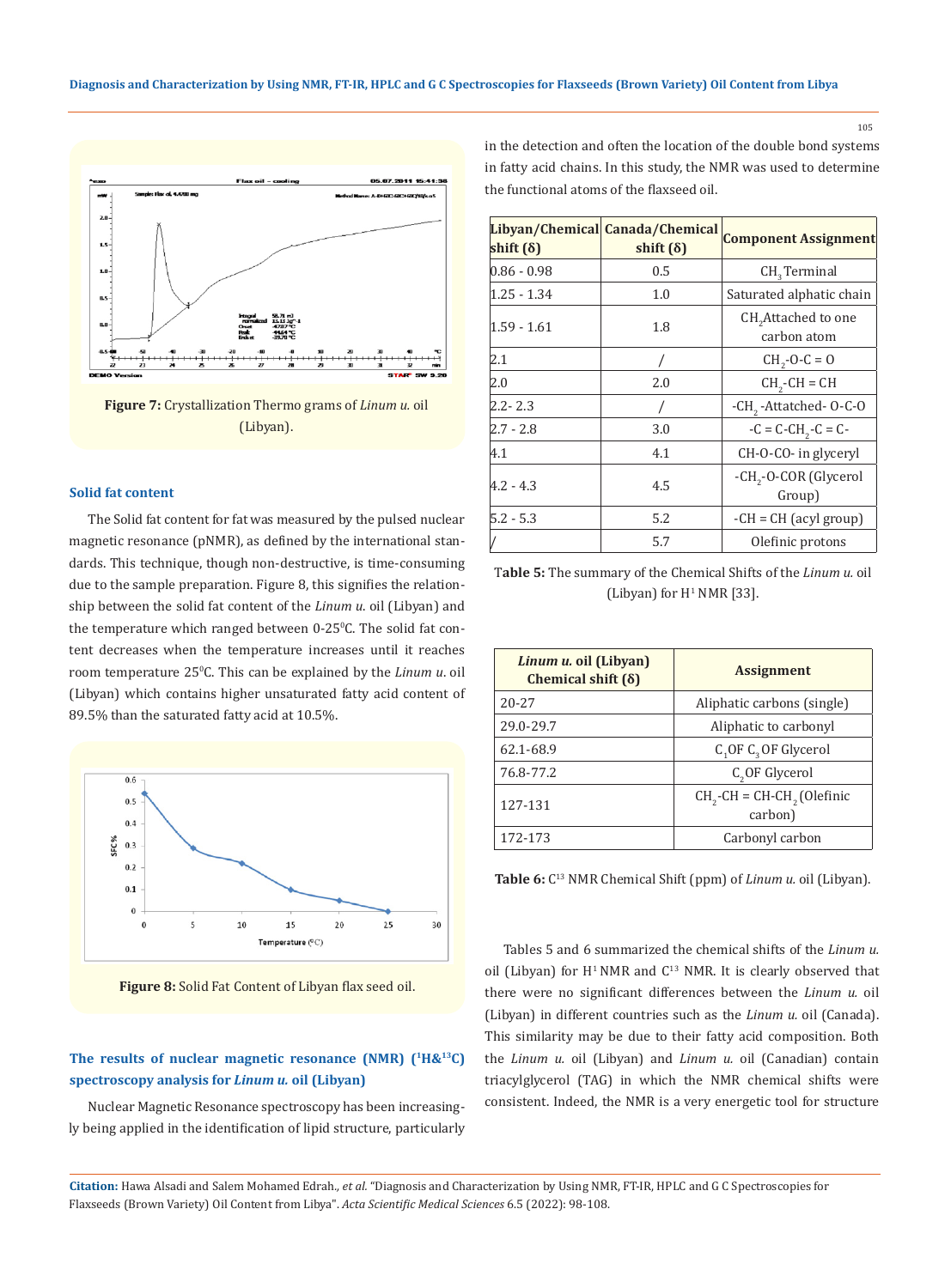Figure 7: Crystallization Thermo grams of *Linum u.* oil (Libyan).

### Solid fat content

The Solid fat content for fat was measured by the pulsed nuclear magnetic resonance (pNMR), as defined by the international standards. This technique, though non-destructive, is time-consuming due to the sample preparation. Figure 8, this signifies the relationship between the solid fat content of the *Linum u.* oil (Libyan) and the temperature which ranged between 0-25$^0$C. The solid fat content decreases when the temperature increases until it reaches room temperature 25$^0$C. This can be explained by the *Linum u.* oil (Libyan) which contains higher unsaturated fatty acid content of 89.5% than the saturated fatty acid at 10.5%.

Figure 8: Solid Fat Content of Libyan flax seed oil.

### The results of nuclear magnetic resonance (NMR) ($^1$H&$^{13}$C) spectroscopy analysis for *Linum u.* oil (Libyan)

Nuclear Magnetic Resonance spectroscopy has been increasingly being applied in the identification of lipid structure, particularly in the detection and often the location of the double bond systems in fatty acid chains. In this study, the NMR was used to determine the functional atoms of the flaxseed oil.

| Libyan/Chemical shift (δ) | Canada/Chemical shift (δ) | Component Assignment |
|---|---|---|
| 0.86 - 0.98 | 0.5 | $CH_3$ Terminal |
| 1.25 - 1.34 | 1.0 | Saturated alphatic chain |
| 1.59 - 1.61 | 1.8 | $CH_2$ Attached to one carbon atom |
| 2.1 | / | $CH_2$-O-C = O |
| 2.0 | 2.0 | $CH_2$-CH = CH |
| 2.2- 2.3 | / | -$CH_2$ -Attached- O-C-O |
| 2.7 - 2.8 | 3.0 | -C = C-$CH_2$-C = C- |
| 4.1 | 4.1 | CH-O-CO- in glyceryl |
| 4.2 - 4.3 | 4.5 | -$CH_2$-O-COR (Glycerol Group) |
| 5.2 - 5.3 | 5.2 | -CH = CH (acyl group) |
| / | 5.7 | Olefinic protons |

Table 5: The summary of the Chemical Shifts of the *Linum u.* oil (Libyan) for H$^1$ NMR [33].

| *Linum u.* oil (Libyan) Chemical shift (δ) | Assignment |
|---|---|
| 20-27 | Aliphatic carbons (single) |
| 29.0-29.7 | Aliphatic to carbonyl |
| 62.1-68.9 | $C_1$ OF $C_3$ OF Glycerol |
| 76.8-77.2 | $C_2$ OF Glycerol |
| 127-131 | $CH_2$-CH = CH-$CH_2$ (Olefinic carbon) |
| 172-173 | Carbonyl carbon |

Table 6: C$^{13}$ NMR Chemical Shift (ppm) of *Linum u.* oil (Libyan).

Tables 5 and 6 summarized the chemical shifts of the *Linum u.* oil (Libyan) for H$^1$ NMR and C$^{13}$ NMR. It is clearly observed that there were no significant differences between the *Linum u.* oil (Libyan) in different countries such as the *Linum u.* oil (Canada). This similarity may be due to their fatty acid composition. Both the *Linum u.* oil (Libyan) and *Linum u.* oil (Canadian) contain triacylglycerol (TAG) in which the NMR chemical shifts were consistent. Indeed, the NMR is a very energetic tool for structure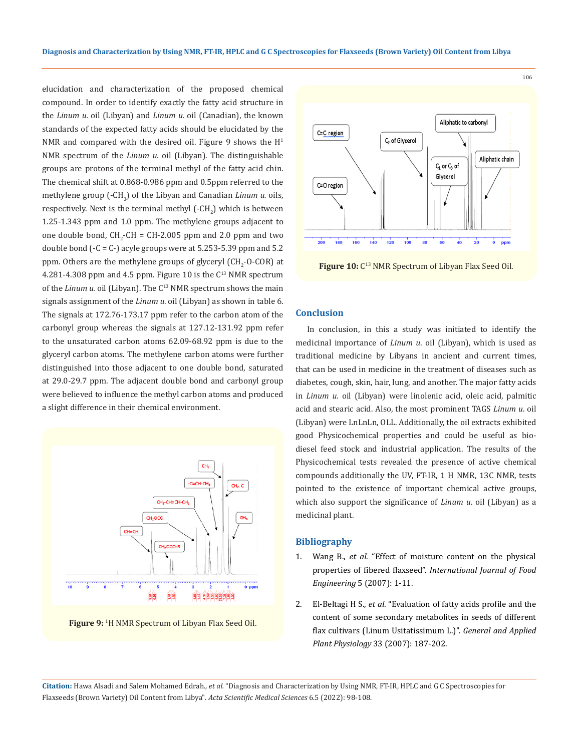elucidation and characterization of the proposed chemical compound. In order to identify exactly the fatty acid structure in the *Linum u.* oil (Libyan) and *Linum u.* oil (Canadian), the known standards of the expected fatty acids should be elucidated by the NMR and compared with the desired oil. Figure 9 shows the $H^1$ NMR spectrum of the *Linum u.* oil (Libyan). The distinguishable groups are protons of the terminal methyl of the fatty acid chin. The chemical shift at 0.868-0.986 ppm and 0.5ppm referred to the methylene group ($-CH_3$) of the Libyan and Canadian *Linum u.* oils, respectively. Next is the terminal methyl ($-CH_2$) which is between 1.25-1.343 ppm and 1.0 ppm. The methylene groups adjacent to one double bond, $CH_2$-CH = CH-2.005 ppm and 2.0 ppm and two double bond (-C = C-) acyle groups were at 5.253-5.39 ppm and 5.2 ppm. Others are the methylene groups of glyceryl ($CH_2$-O-COR) at 4.281-4.308 ppm and 4.5 ppm. Figure 10 is the $C^{13}$ NMR spectrum of the *Linum u.* oil (Libyan). The $C^{13}$ NMR spectrum shows the main signals assignment of the *Linum u.* oil (Libyan) as shown in table 6. The signals at 172.76-173.17 ppm refer to the carbon atom of the carbonyl group whereas the signals at 127.12-131.92 ppm refer to the unsaturated carbon atoms 62.09-68.92 ppm is due to the glyceryl carbon atoms. The methylene carbon atoms were further distinguished into those adjacent to one double bond, saturated at 29.0-29.7 ppm. The adjacent double bond and carbonyl group were believed to influence the methyl carbon atoms and produced a slight difference in their chemical environment.

**Figure 9:** $^1$H NMR Spectrum of Libyan Flax Seed Oil.

**Figure 10:** $C^{13}$ NMR Spectrum of Libyan Flax Seed Oil.

## Conclusion

In conclusion, in this a study was initiated to identify the medicinal importance of *Linum u*. oil (Libyan), which is used as traditional medicine by Libyans in ancient and current times, that can be used in medicine in the treatment of diseases such as diabetes, cough, skin, hair, lung, and another. The major fatty acids in *Linum u.* oil (Libyan) were linolenic acid, oleic acid, palmitic acid and stearic acid. Also, the most prominent TAGS *Linum u*. oil (Libyan) were LnLnLn, OLL. Additionally, the oil extracts exhibited good Physicochemical properties and could be useful as bio-diesel feed stock and industrial application. The results of the Physicochemical tests revealed the presence of active chemical compounds additionally the UV, FT-IR, 1 H NMR, 13C NMR, tests pointed to the existence of important chemical active groups, which also support the significance of *Linum u*. oil (Libyan) as a medicinal plant.

## Bibliography

1. Wang B., *et al*. "Effect of moisture content on the physical properties of fibered flaxseed". *International Journal of Food Engineering* 5 (2007): 1-11.
2. El-Beltagi H S., *et al*. "Evaluation of fatty acids profile and the content of some secondary metabolites in seeds of different flax cultivars (Linum Usitatissimum L.)". *General and Applied Plant Physiology* 33 (2007): 187-202.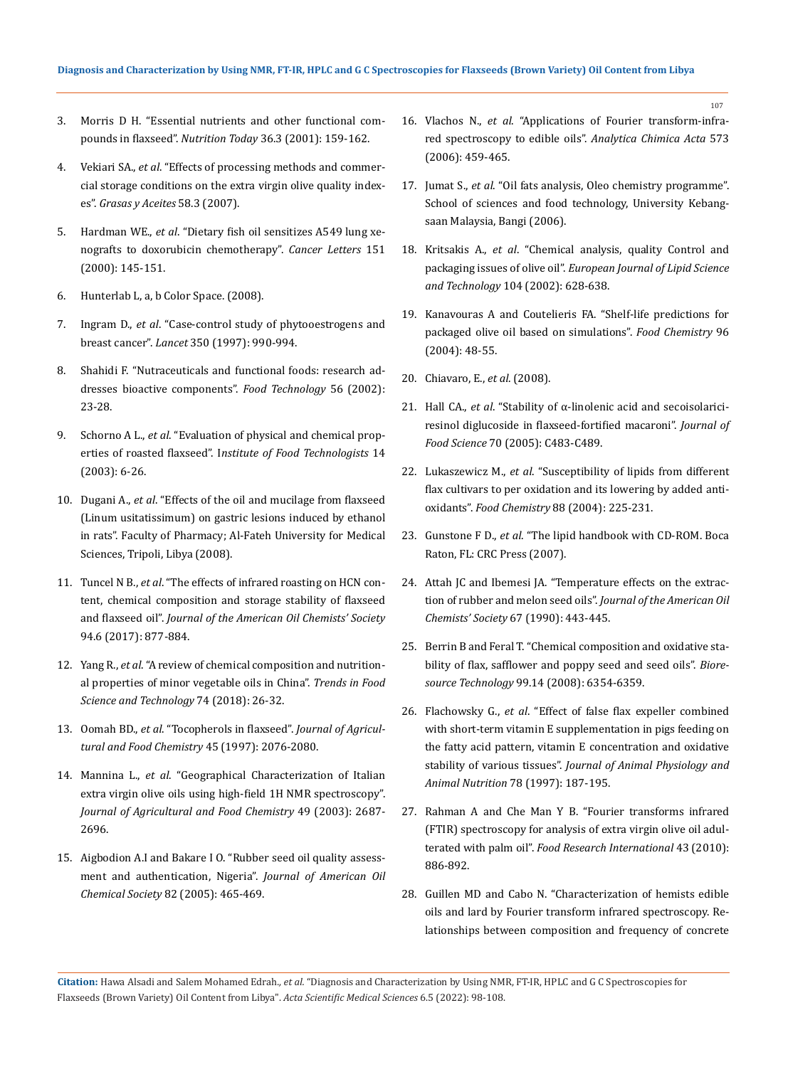3. Morris D H. "Essential nutrients and other functional compounds in flaxseed". *Nutrition Today* 36.3 (2001): 159-162.
4. Vekiari SA., *et al*. "Effects of processing methods and commercial storage conditions on the extra virgin olive quality indexes". *Grasas y Aceites* 58.3 (2007).
5. Hardman WE., *et al*. "Dietary fish oil sensitizes A549 lung xenografts to doxorubicin chemotherapy". *Cancer Letters* 151 (2000): 145-151.
6. Hunterlab L, a, b Color Space. (2008).
7. Ingram D., *et al*. "Case-control study of phytooestrogens and breast cancer". *Lancet* 350 (1997): 990-994.
8. Shahidi F. "Nutraceuticals and functional foods: research addresses bioactive components". *Food Technology* 56 (2002): 23-28.
9. Schorno A L., *et al*. "Evaluation of physical and chemical properties of roasted flaxseed". I*nstitute of Food Technologists* 14 (2003): 6-26.
10. Dugani A., *et al*. "Effects of the oil and mucilage from flaxseed (Linum usitatissimum) on gastric lesions induced by ethanol in rats". Faculty of Pharmacy; Al-Fateh University for Medical Sciences, Tripoli, Libya (2008).
11. Tuncel N B., *et al*. "The effects of infrared roasting on HCN content, chemical composition and storage stability of flaxseed and flaxseed oil". *Journal of the American Oil Chemists' Society* 94.6 (2017): 877-884.
12. Yang R., *et al*. "A review of chemical composition and nutritional properties of minor vegetable oils in China". *Trends in Food Science and Technology* 74 (2018): 26-32.
13. Oomah BD., *et al*. "Tocopherols in flaxseed". *Journal of Agricultural and Food Chemistry* 45 (1997): 2076-2080.
14. Mannina L., *et al*. "Geographical Characterization of Italian extra virgin olive oils using high-field 1H NMR spectroscopy". *Journal of Agricultural and Food Chemistry* 49 (2003): 2687-2696.
15. Aigbodion A.I and Bakare I O. "Rubber seed oil quality assessment and authentication, Nigeria". *Journal of American Oil Chemical Society* 82 (2005): 465-469.
16. Vlachos N., *et al*. "Applications of Fourier transform-infrared spectroscopy to edible oils". *Analytica Chimica Acta* 573 (2006): 459-465.
17. Jumat S., *et al*. "Oil fats analysis, Oleo chemistry programme". School of sciences and food technology, University Kebangsaan Malaysia, Bangi (2006).
18. Kritsakis A., *et al*. "Chemical analysis, quality Control and packaging issues of olive oil". *European Journal of Lipid Science and Technology* 104 (2002): 628-638.
19. Kanavouras A and Coutelieris FA. "Shelf-life predictions for packaged olive oil based on simulations". *Food Chemistry* 96 (2004): 48-55.
20. Chiavaro, E., *et al*. (2008).
21. Hall CA., *et al*. "Stability of α-linolenic acid and secoisolariciresinol diglucoside in flaxseed-fortified macaroni". *Journal of Food Science* 70 (2005): C483-C489.
22. Lukaszewicz M., *et al*. "Susceptibility of lipids from different flax cultivars to per oxidation and its lowering by added antioxidants". *Food Chemistry* 88 (2004): 225-231.
23. Gunstone F D., *et al*. "The lipid handbook with CD-ROM. Boca Raton, FL: CRC Press (2007).
24. Attah JC and Ibemesi JA. "Temperature effects on the extraction of rubber and melon seed oils". *Journal of the American Oil Chemists' Society* 67 (1990): 443-445.
25. Berrin B and Feral T. "Chemical composition and oxidative stability of flax, safflower and poppy seed and seed oils". *Bioresource Technology* 99.14 (2008): 6354-6359.
26. Flachowsky G., *et al*. "Effect of false flax expeller combined with short-term vitamin E supplementation in pigs feeding on the fatty acid pattern, vitamin E concentration and oxidative stability of various tissues". *Journal of Animal Physiology and Animal Nutrition* 78 (1997): 187-195.
27. Rahman A and Che Man Y B. "Fourier transforms infrared (FTIR) spectroscopy for analysis of extra virgin olive oil adulterated with palm oil". *Food Research International* 43 (2010): 886-892.
28. Guillen MD and Cabo N. "Characterization of hemists edible oils and lard by Fourier transform infrared spectroscopy. Relationships between composition and frequency of concrete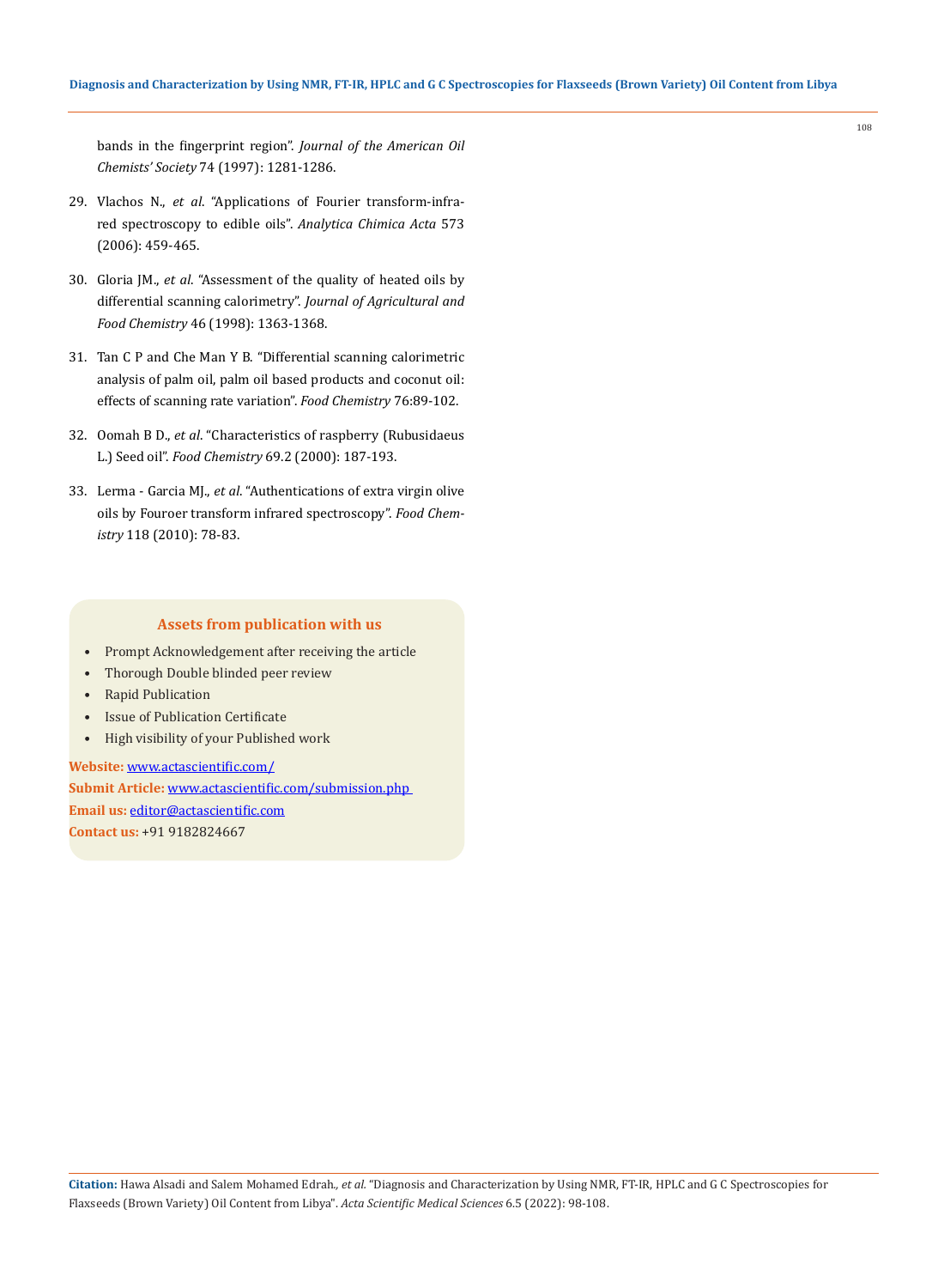bands in the fingerprint region". *Journal of the American Oil Chemists' Society* 74 (1997): 1281-1286.

29. Vlachos N., *et al*. "Applications of Fourier transform-infrared spectroscopy to edible oils". *Analytica Chimica Acta* 573 (2006): 459-465.

30. Gloria JM., *et al*. "Assessment of the quality of heated oils by differential scanning calorimetry". *Journal of Agricultural and Food Chemistry* 46 (1998): 1363-1368.

31. Tan C P and Che Man Y B. "Differential scanning calorimetric analysis of palm oil, palm oil based products and coconut oil: effects of scanning rate variation". *Food Chemistry* 76:89-102.

32. Oomah B D., *et al*. "Characteristics of raspberry (Rubusidaeus L.) Seed oil". *Food Chemistry* 69.2 (2000): 187-193.

33. Lerma - Garcia MJ., *et al*. "Authentications of extra virgin olive oils by Fouroer transform infrared spectroscopy". *Food Chemistry* 118 (2010): 78-83.

**Assets from publication with us**

- Prompt Acknowledgement after receiving the article
- Thorough Double blinded peer review
- Rapid Publication
- Issue of Publication Certificate
- High visibility of your Published work

**Website:** www.actascientific.com/
**Submit Article:** www.actascientific.com/submission.php
**Email us:** editor@actascientific.com
**Contact us:** +91 9182824667